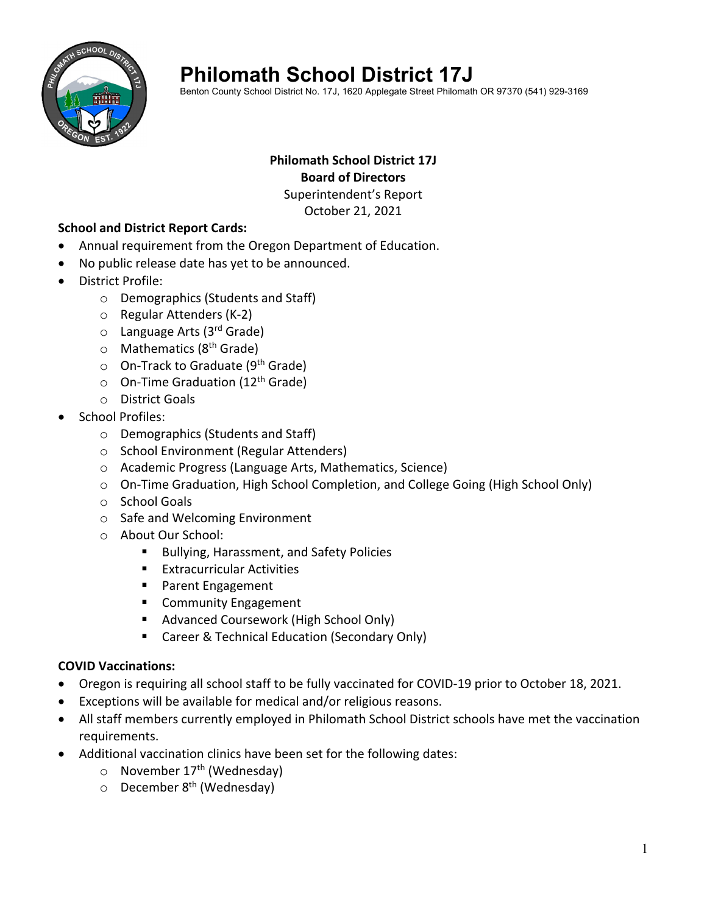# Philomath School District 17J

Benton County School District No. 17J, 1620 Applegate Street Philomath OR 97370 (541) 929-3169

**Philomath School District 17J**
**Board of Directors**
Superintendent's Report
October 21, 2021

**School and District Report Cards:**

- Annual requirement from the Oregon Department of Education.
- No public release date has yet to be announced.
- District Profile:
  - Demographics (Students and Staff)
  - Regular Attenders (K-2)
  - Language Arts (3rd Grade)
  - Mathematics (8th Grade)
  - On-Track to Graduate (9th Grade)
  - On-Time Graduation (12th Grade)
  - District Goals
- School Profiles:
  - Demographics (Students and Staff)
  - School Environment (Regular Attenders)
  - Academic Progress (Language Arts, Mathematics, Science)
  - On-Time Graduation, High School Completion, and College Going (High School Only)
  - School Goals
  - Safe and Welcoming Environment
  - About Our School:
    - Bullying, Harassment, and Safety Policies
    - Extracurricular Activities
    - Parent Engagement
    - Community Engagement
    - Advanced Coursework (High School Only)
    - Career & Technical Education (Secondary Only)

**COVID Vaccinations:**

- Oregon is requiring all school staff to be fully vaccinated for COVID-19 prior to October 18, 2021.
- Exceptions will be available for medical and/or religious reasons.
- All staff members currently employed in Philomath School District schools have met the vaccination requirements.
- Additional vaccination clinics have been set for the following dates:
  - November 17th (Wednesday)
  - December 8th (Wednesday)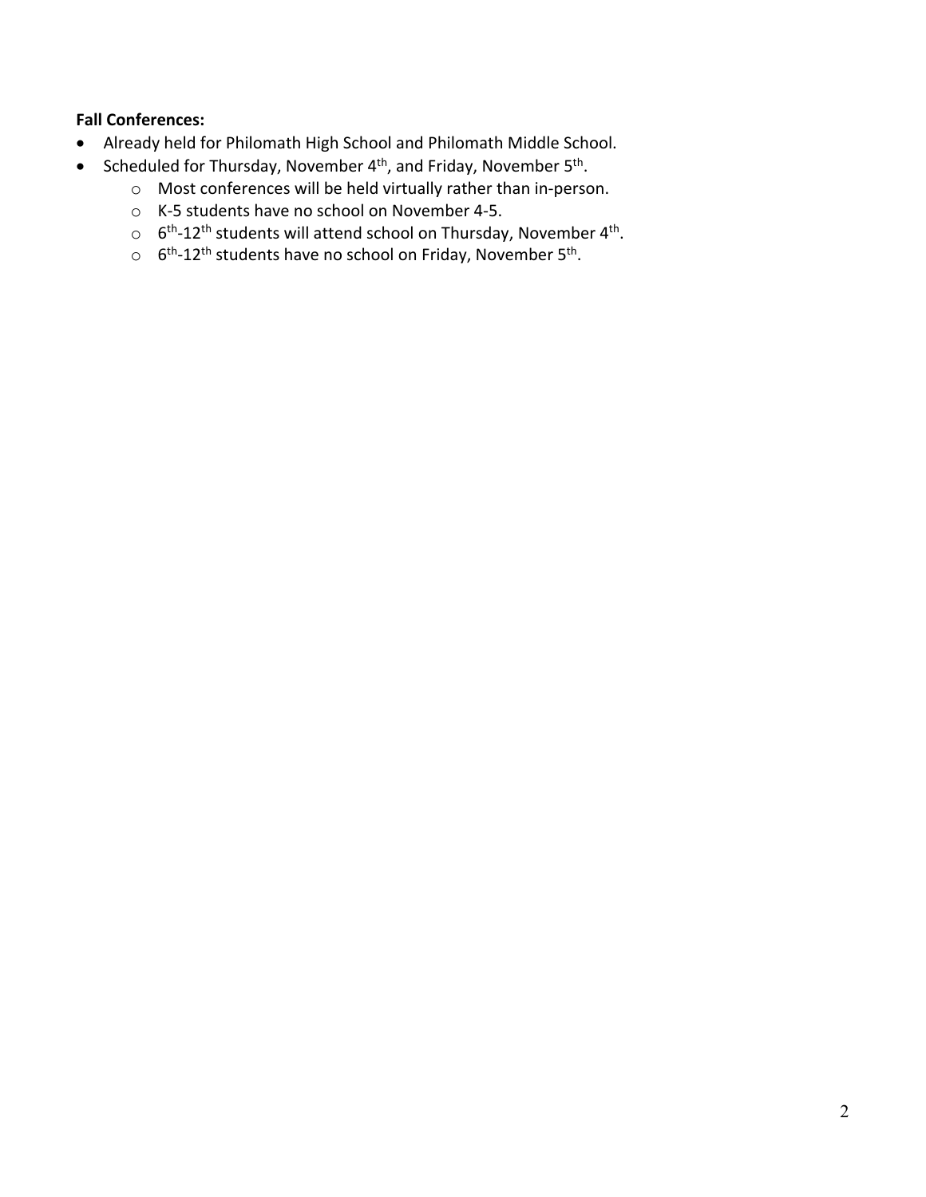**Fall Conferences:**

- Already held for Philomath High School and Philomath Middle School.
- Scheduled for Thursday, November 4th, and Friday, November 5th.
    - Most conferences will be held virtually rather than in-person.
    - K-5 students have no school on November 4-5.
    - 6th-12th students will attend school on Thursday, November 4th.
    - 6th-12th students have no school on Friday, November 5th.